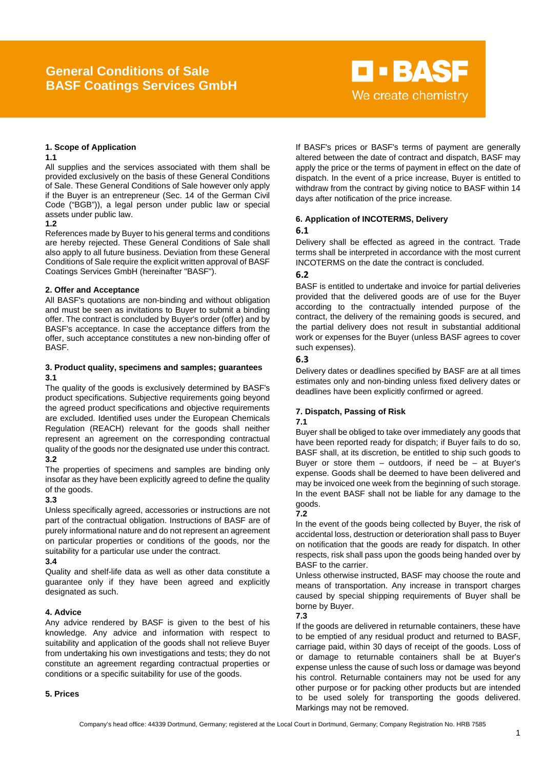# General Conditions of Sale BASF Coatings Services GmbH

## 1. Scope of Application

### 1.1

All supplies and the services associated with them shall be provided exclusively on the basis of these General Conditions of Sale. These General Conditions of Sale however only apply if the Buyer is an entrepreneur (Sec. 14 of the German Civil Code ("BGB")), a legal person under public law or special assets under public law.

### 1.2

References made by Buyer to his general terms and conditions are hereby rejected. These General Conditions of Sale shall also apply to all future business. Deviation from these General Conditions of Sale require the explicit written approval of BASF Coatings Services GmbH (hereinafter "BASF").

## 2. Offer and Acceptance

All BASF's quotations are non-binding and without obligation and must be seen as invitations to Buyer to submit a binding offer. The contract is concluded by Buyer's order (offer) and by BASF's acceptance. In case the acceptance differs from the offer, such acceptance constitutes a new non-binding offer of BASF.

## 3. Product quality, specimens and samples; guarantees

### 3.1

The quality of the goods is exclusively determined by BASF's product specifications. Subjective requirements going beyond the agreed product specifications and objective requirements are excluded. Identified uses under the European Chemicals Regulation (REACH) relevant for the goods shall neither represent an agreement on the corresponding contractual quality of the goods nor the designated use under this contract.

### 3.2

The properties of specimens and samples are binding only insofar as they have been explicitly agreed to define the quality of the goods.

### 3.3

Unless specifically agreed, accessories or instructions are not part of the contractual obligation. Instructions of BASF are of purely informational nature and do not represent an agreement on particular properties or conditions of the goods, nor the suitability for a particular use under the contract.

### 3.4

Quality and shelf-life data as well as other data constitute a guarantee only if they have been agreed and explicitly designated as such.

## 4. Advice

Any advice rendered by BASF is given to the best of his knowledge. Any advice and information with respect to suitability and application of the goods shall not relieve Buyer from undertaking his own investigations and tests; they do not constitute an agreement regarding contractual properties or conditions or a specific suitability for use of the goods.

## 5. Prices

If BASF's prices or BASF's terms of payment are generally altered between the date of contract and dispatch, BASF may apply the price or the terms of payment in effect on the date of dispatch. In the event of a price increase, Buyer is entitled to withdraw from the contract by giving notice to BASF within 14 days after notification of the price increase.

## 6. Application of INCOTERMS, Delivery

### 6.1

Delivery shall be effected as agreed in the contract. Trade terms shall be interpreted in accordance with the most current INCOTERMS on the date the contract is concluded.

### 6.2

BASF is entitled to undertake and invoice for partial deliveries provided that the delivered goods are of use for the Buyer according to the contractually intended purpose of the contract, the delivery of the remaining goods is secured, and the partial delivery does not result in substantial additional work or expenses for the Buyer (unless BASF agrees to cover such expenses).

### 6.3

Delivery dates or deadlines specified by BASF are at all times estimates only and non-binding unless fixed delivery dates or deadlines have been explicitly confirmed or agreed.

## 7. Dispatch, Passing of Risk

### 7.1

Buyer shall be obliged to take over immediately any goods that have been reported ready for dispatch; if Buyer fails to do so, BASF shall, at its discretion, be entitled to ship such goods to Buyer or store them – outdoors, if need be – at Buyer's expense. Goods shall be deemed to have been delivered and may be invoiced one week from the beginning of such storage. In the event BASF shall not be liable for any damage to the goods.

### 7.2

In the event of the goods being collected by Buyer, the risk of accidental loss, destruction or deterioration shall pass to Buyer on notification that the goods are ready for dispatch. In other respects, risk shall pass upon the goods being handed over by BASF to the carrier.

Unless otherwise instructed, BASF may choose the route and means of transportation. Any increase in transport charges caused by special shipping requirements of Buyer shall be borne by Buyer.

### 7.3

If the goods are delivered in returnable containers, these have to be emptied of any residual product and returned to BASF, carriage paid, within 30 days of receipt of the goods. Loss of or damage to returnable containers shall be at Buyer's expense unless the cause of such loss or damage was beyond his control. Returnable containers may not be used for any other purpose or for packing other products but are intended to be used solely for transporting the goods delivered. Markings may not be removed.

Company's head office: 44339 Dortmund, Germany; registered at the Local Court in Dortmund, Germany; Company Registration No. HRB 7585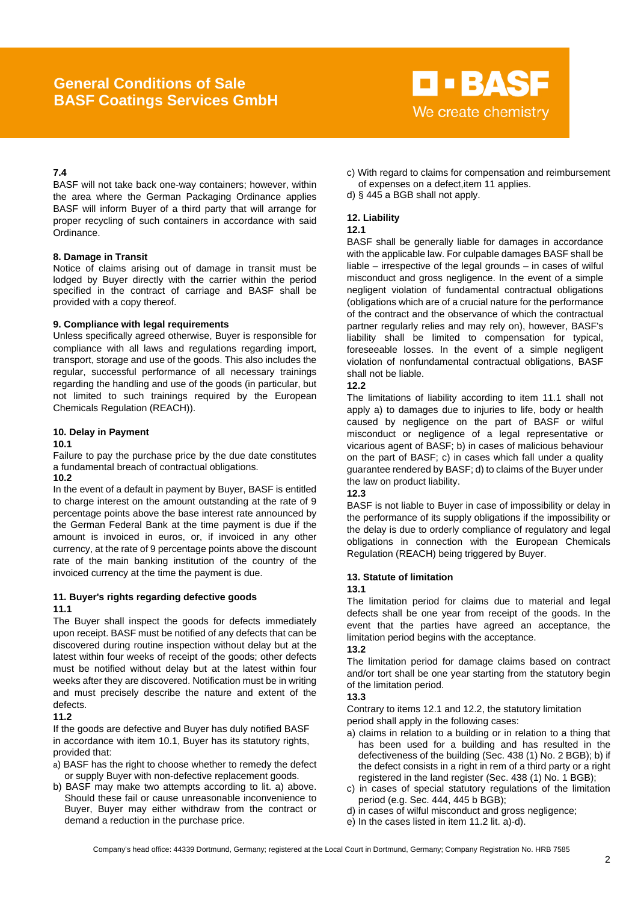### 7.4

BASF will not take back one-way containers; however, within the area where the German Packaging Ordinance applies BASF will inform Buyer of a third party that will arrange for proper recycling of such containers in accordance with said Ordinance.

## 8. Damage in Transit

Notice of claims arising out of damage in transit must be lodged by Buyer directly with the carrier within the period specified in the contract of carriage and BASF shall be provided with a copy thereof.

## 9. Compliance with legal requirements

Unless specifically agreed otherwise, Buyer is responsible for compliance with all laws and regulations regarding import, transport, storage and use of the goods. This also includes the regular, successful performance of all necessary trainings regarding the handling and use of the goods (in particular, but not limited to such trainings required by the European Chemicals Regulation (REACH)).

## 10. Delay in Payment

### 10.1

Failure to pay the purchase price by the due date constitutes a fundamental breach of contractual obligations.

### 10.2

In the event of a default in payment by Buyer, BASF is entitled to charge interest on the amount outstanding at the rate of 9 percentage points above the base interest rate announced by the German Federal Bank at the time payment is due if the amount is invoiced in euros, or, if invoiced in any other currency, at the rate of 9 percentage points above the discount rate of the main banking institution of the country of the invoiced currency at the time the payment is due.

## 11. Buyer's rights regarding defective goods

### 11.1

The Buyer shall inspect the goods for defects immediately upon receipt. BASF must be notified of any defects that can be discovered during routine inspection without delay but at the latest within four weeks of receipt of the goods; other defects must be notified without delay but at the latest within four weeks after they are discovered. Notification must be in writing and must precisely describe the nature and extent of the defects.

### 11.2

If the goods are defective and Buyer has duly notified BASF in accordance with item 10.1, Buyer has its statutory rights, provided that:

a) BASF has the right to choose whether to remedy the defect or supply Buyer with non-defective replacement goods.
b) BASF may make two attempts according to lit. a) above. Should these fail or cause unreasonable inconvenience to Buyer, Buyer may either withdraw from the contract or demand a reduction in the purchase price.
c) With regard to claims for compensation and reimbursement of expenses on a defect,item 11 applies.
d) § 445 a BGB shall not apply.

## 12. Liability

### 12.1

BASF shall be generally liable for damages in accordance with the applicable law. For culpable damages BASF shall be liable – irrespective of the legal grounds – in cases of wilful misconduct and gross negligence. In the event of a simple negligent violation of fundamental contractual obligations (obligations which are of a crucial nature for the performance of the contract and the observance of which the contractual partner regularly relies and may rely on), however, BASF's liability shall be limited to compensation for typical, foreseeable losses. In the event of a simple negligent violation of nonfundamental contractual obligations, BASF shall not be liable.

### 12.2

The limitations of liability according to item 11.1 shall not apply a) to damages due to injuries to life, body or health caused by negligence on the part of BASF or wilful misconduct or negligence of a legal representative or vicarious agent of BASF; b) in cases of malicious behaviour on the part of BASF; c) in cases which fall under a quality guarantee rendered by BASF; d) to claims of the Buyer under the law on product liability.

### 12.3

BASF is not liable to Buyer in case of impossibility or delay in the performance of its supply obligations if the impossibility or the delay is due to orderly compliance of regulatory and legal obligations in connection with the European Chemicals Regulation (REACH) being triggered by Buyer.

## 13. Statute of limitation

### 13.1

The limitation period for claims due to material and legal defects shall be one year from receipt of the goods. In the event that the parties have agreed an acceptance, the limitation period begins with the acceptance.

### 13.2

The limitation period for damage claims based on contract and/or tort shall be one year starting from the statutory begin of the limitation period.

### 13.3

Contrary to items 12.1 and 12.2, the statutory limitation period shall apply in the following cases:

a) claims in relation to a building or in relation to a thing that has been used for a building and has resulted in the defectiveness of the building (Sec. 438 (1) No. 2 BGB); b) if the defect consists in a right in rem of a third party or a right registered in the land register (Sec. 438 (1) No. 1 BGB);
c) in cases of special statutory regulations of the limitation period (e.g. Sec. 444, 445 b BGB);
d) in cases of wilful misconduct and gross negligence;
e) In the cases listed in item 11.2 lit. a)-d).

Company's head office: 44339 Dortmund, Germany; registered at the Local Court in Dortmund, Germany; Company Registration No. HRB 7585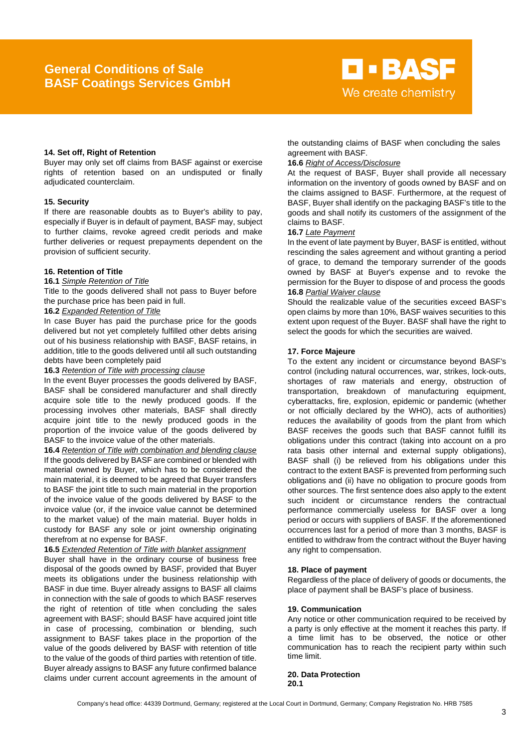### 14. Set off, Right of Retention

Buyer may only set off claims from BASF against or exercise rights of retention based on an undisputed or finally adjudicated counterclaim.

### 15. Security

If there are reasonable doubts as to Buyer's ability to pay, especially if Buyer is in default of payment, BASF may, subject to further claims, revoke agreed credit periods and make further deliveries or request prepayments dependent on the provision of sufficient security.

### 16. Retention of Title

**16.1** *Simple Retention of Title*

Title to the goods delivered shall not pass to Buyer before the purchase price has been paid in full.

**16.2** *Expanded Retention of Title*

In case Buyer has paid the purchase price for the goods delivered but not yet completely fulfilled other debts arising out of his business relationship with BASF, BASF retains, in addition, title to the goods delivered until all such outstanding debts have been completely paid

**16.3** *Retention of Title with processing clause*

In the event Buyer processes the goods delivered by BASF, BASF shall be considered manufacturer and shall directly acquire sole title to the newly produced goods. If the processing involves other materials, BASF shall directly acquire joint title to the newly produced goods in the proportion of the invoice value of the goods delivered by BASF to the invoice value of the other materials.

**16.4** *Retention of Title with combination and blending clause*

If the goods delivered by BASF are combined or blended with material owned by Buyer, which has to be considered the main material, it is deemed to be agreed that Buyer transfers to BASF the joint title to such main material in the proportion of the invoice value of the goods delivered by BASF to the invoice value (or, if the invoice value cannot be determined to the market value) of the main material. Buyer holds in custody for BASF any sole or joint ownership originating therefrom at no expense for BASF.

**16.5** *Extended Retention of Title with blanket assignment*

Buyer shall have in the ordinary course of business free disposal of the goods owned by BASF, provided that Buyer meets its obligations under the business relationship with BASF in due time. Buyer already assigns to BASF all claims in connection with the sale of goods to which BASF reserves the right of retention of title when concluding the sales agreement with BASF; should BASF have acquired joint title in case of processing, combination or blending, such assignment to BASF takes place in the proportion of the value of the goods delivered by BASF with retention of title to the value of the goods of third parties with retention of title. Buyer already assigns to BASF any future confirmed balance claims under current account agreements in the amount of the outstanding claims of BASF when concluding the sales agreement with BASF.

**16.6** *Right of Access/Disclosure*

At the request of BASF, Buyer shall provide all necessary information on the inventory of goods owned by BASF and on the claims assigned to BASF. Furthermore, at the request of BASF, Buyer shall identify on the packaging BASF's title to the goods and shall notify its customers of the assignment of the claims to BASF.

**16.7** *Late Payment*

In the event of late payment by Buyer, BASF is entitled, without rescinding the sales agreement and without granting a period of grace, to demand the temporary surrender of the goods owned by BASF at Buyer's expense and to revoke the permission for the Buyer to dispose of and process the goods

**16.8** *Partial Waiver clause*

Should the realizable value of the securities exceed BASF's open claims by more than 10%, BASF waives securities to this extent upon request of the Buyer. BASF shall have the right to select the goods for which the securities are waived.

### 17. Force Majeure

To the extent any incident or circumstance beyond BASF's control (including natural occurrences, war, strikes, lock-outs, shortages of raw materials and energy, obstruction of transportation, breakdown of manufacturing equipment, cyberattacks, fire, explosion, epidemic or pandemic (whether or not officially declared by the WHO), acts of authorities) reduces the availability of goods from the plant from which BASF receives the goods such that BASF cannot fulfill its obligations under this contract (taking into account on a pro rata basis other internal and external supply obligations), BASF shall (i) be relieved from his obligations under this contract to the extent BASF is prevented from performing such obligations and (ii) have no obligation to procure goods from other sources. The first sentence does also apply to the extent such incident or circumstance renders the contractual performance commercially useless for BASF over a long period or occurs with suppliers of BASF. If the aforementioned occurrences last for a period of more than 3 months, BASF is entitled to withdraw from the contract without the Buyer having any right to compensation.

### 18. Place of payment

Regardless of the place of delivery of goods or documents, the place of payment shall be BASF's place of business.

### 19. Communication

Any notice or other communication required to be received by a party is only effective at the moment it reaches this party. If a time limit has to be observed, the notice or other communication has to reach the recipient party within such time limit.

### 20. Data Protection

**20.1**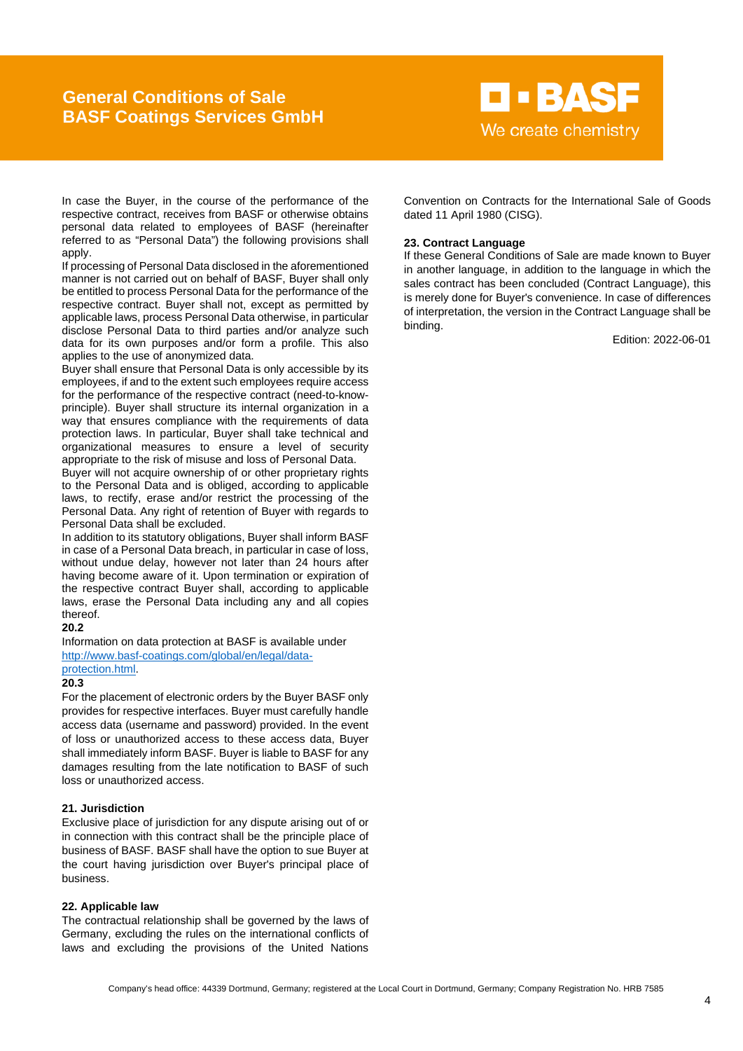In case the Buyer, in the course of the performance of the respective contract, receives from BASF or otherwise obtains personal data related to employees of BASF (hereinafter referred to as "Personal Data") the following provisions shall apply.

If processing of Personal Data disclosed in the aforementioned manner is not carried out on behalf of BASF, Buyer shall only be entitled to process Personal Data for the performance of the respective contract. Buyer shall not, except as permitted by applicable laws, process Personal Data otherwise, in particular disclose Personal Data to third parties and/or analyze such data for its own purposes and/or form a profile. This also applies to the use of anonymized data.

Buyer shall ensure that Personal Data is only accessible by its employees, if and to the extent such employees require access for the performance of the respective contract (need-to-know-principle). Buyer shall structure its internal organization in a way that ensures compliance with the requirements of data protection laws. In particular, Buyer shall take technical and organizational measures to ensure a level of security appropriate to the risk of misuse and loss of Personal Data.

Buyer will not acquire ownership of or other proprietary rights to the Personal Data and is obliged, according to applicable laws, to rectify, erase and/or restrict the processing of the Personal Data. Any right of retention of Buyer with regards to Personal Data shall be excluded.

In addition to its statutory obligations, Buyer shall inform BASF in case of a Personal Data breach, in particular in case of loss, without undue delay, however not later than 24 hours after having become aware of it. Upon termination or expiration of the respective contract Buyer shall, according to applicable laws, erase the Personal Data including any and all copies thereof.

**20.2**

Information on data protection at BASF is available under http://www.basf-coatings.com/global/en/legal/data-protection.html.

**20.3**

For the placement of electronic orders by the Buyer BASF only provides for respective interfaces. Buyer must carefully handle access data (username and password) provided. In the event of loss or unauthorized access to these access data, Buyer shall immediately inform BASF. Buyer is liable to BASF for any damages resulting from the late notification to BASF of such loss or unauthorized access.

## 21. Jurisdiction

Exclusive place of jurisdiction for any dispute arising out of or in connection with this contract shall be the principle place of business of BASF. BASF shall have the option to sue Buyer at the court having jurisdiction over Buyer's principal place of business.

## 22. Applicable law

The contractual relationship shall be governed by the laws of Germany, excluding the rules on the international conflicts of laws and excluding the provisions of the United Nations Convention on Contracts for the International Sale of Goods dated 11 April 1980 (CISG).

## 23. Contract Language

If these General Conditions of Sale are made known to Buyer in another language, in addition to the language in which the sales contract has been concluded (Contract Language), this is merely done for Buyer's convenience. In case of differences of interpretation, the version in the Contract Language shall be binding.

Edition: 2022-06-01